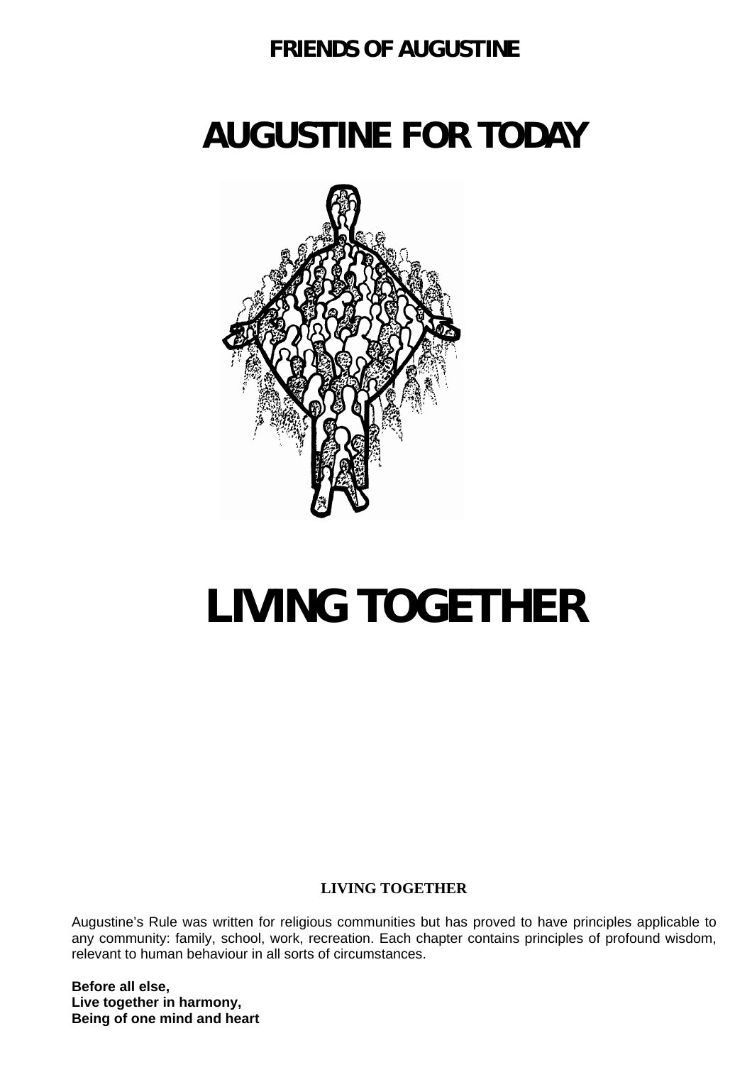**FRIENDS OF AUGUSTINE**

# AUGUSTINE FOR TODAY

# LIVING TOGETHER

**LIVING TOGETHER**

Augustine's Rule was written for religious communities but has proved to have principles applicable to any community: family, school, work, recreation. Each chapter contains principles of profound wisdom, relevant to human behaviour in all sorts of circumstances.

**Before all else,**
**Live together in harmony,**
**Being of one mind and heart**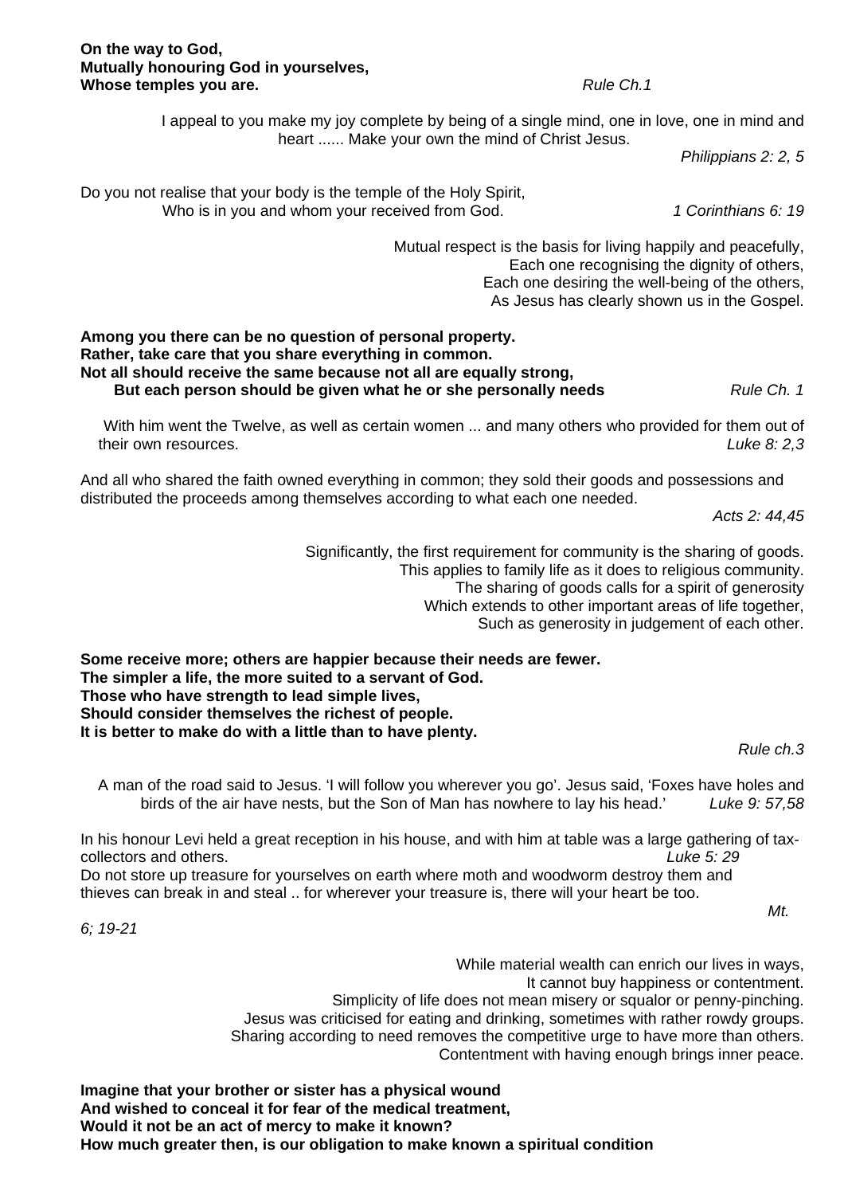**On the way to God,**
**Mutually honouring God in yourselves,**
**Whose temples you are.** *Rule Ch.1*

I appeal to you make my joy complete by being of a single mind, one in love, one in mind and heart ...... Make your own the mind of Christ Jesus.

*Philippians 2: 2, 5*

Do you not realise that your body is the temple of the Holy Spirit,
Who is in you and whom your received from God. *1 Corinthians 6: 19*

Mutual respect is the basis for living happily and peacefully,
Each one recognising the dignity of others,
Each one desiring the well-being of the others,
As Jesus has clearly shown us in the Gospel.

**Among you there can be no question of personal property.**
**Rather, take care that you share everything in common.**
**Not all should receive the same because not all are equally strong,**
**But each person should be given what he or she personally needs** *Rule Ch. 1*

With him went the Twelve, as well as certain women ... and many others who provided for them out of their own resources. *Luke 8: 2,3*

And all who shared the faith owned everything in common; they sold their goods and possessions and distributed the proceeds among themselves according to what each one needed.

*Acts 2: 44,45*

Significantly, the first requirement for community is the sharing of goods.
This applies to family life as it does to religious community.
The sharing of goods calls for a spirit of generosity
Which extends to other important areas of life together,
Such as generosity in judgement of each other.

**Some receive more; others are happier because their needs are fewer.**
**The simpler a life, the more suited to a servant of God.**
**Those who have strength to lead simple lives,**
**Should consider themselves the richest of people.**
**It is better to make do with a little than to have plenty.**

*Rule ch.3*

A man of the road said to Jesus. 'I will follow you wherever you go'. Jesus said, 'Foxes have holes and birds of the air have nests, but the Son of Man has nowhere to lay his head.' *Luke 9: 57,58*

In his honour Levi held a great reception in his house, and with him at table was a large gathering of tax-collectors and others. *Luke 5: 29*
Do not store up treasure for yourselves on earth where moth and woodworm destroy them and thieves can break in and steal .. for wherever your treasure is, there will your heart be too.

*Mt. 6; 19-21*

While material wealth can enrich our lives in ways,
It cannot buy happiness or contentment.
Simplicity of life does not mean misery or squalor or penny-pinching.
Jesus was criticised for eating and drinking, sometimes with rather rowdy groups.
Sharing according to need removes the competitive urge to have more than others.
Contentment with having enough brings inner peace.

**Imagine that your brother or sister has a physical wound**
**And wished to conceal it for fear of the medical treatment,**
**Would it not be an act of mercy to make it known?**
**How much greater then, is our obligation to make known a spiritual condition**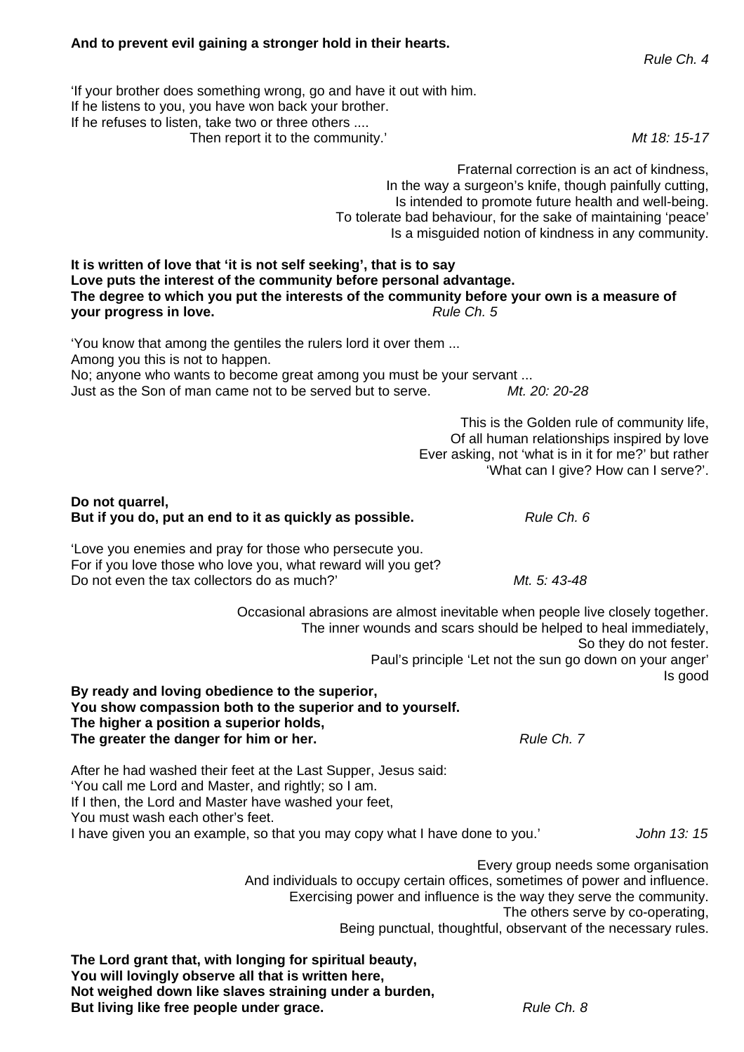**And to prevent evil gaining a stronger hold in their hearts.**

*Rule Ch. 4*

'If your brother does something wrong, go and have it out with him.
If he listens to you, you have won back your brother.
If he refuses to listen, take two or three others ....
Then report it to the community.' *Mt 18: 15-17*

Fraternal correction is an act of kindness,
In the way a surgeon's knife, though painfully cutting,
Is intended to promote future health and well-being.
To tolerate bad behaviour, for the sake of maintaining 'peace'
Is a misguided notion of kindness in any community.

**It is written of love that 'it is not self seeking', that is to say**
**Love puts the interest of the community before personal advantage.**
**The degree to which you put the interests of the community before your own is a measure of your progress in love.** *Rule Ch. 5*

'You know that among the gentiles the rulers lord it over them ...
Among you this is not to happen.
No; anyone who wants to become great among you must be your servant ...
Just as the Son of man came not to be served but to serve. *Mt. 20: 20-28*

This is the Golden rule of community life,
Of all human relationships inspired by love
Ever asking, not 'what is in it for me?' but rather
'What can I give? How can I serve?'.

**Do not quarrel,**
**But if you do, put an end to it as quickly as possible.** *Rule Ch. 6*

'Love you enemies and pray for those who persecute you.
For if you love those who love you, what reward will you get?
Do not even the tax collectors do as much?' *Mt. 5: 43-48*

Occasional abrasions are almost inevitable when people live closely together.
The inner wounds and scars should be helped to heal immediately,
So they do not fester.
Paul's principle 'Let not the sun go down on your anger'
Is good

**By ready and loving obedience to the superior,**
**You show compassion both to the superior and to yourself.**
**The higher a position a superior holds,**
**The greater the danger for him or her.** *Rule Ch. 7*

After he had washed their feet at the Last Supper, Jesus said:
'You call me Lord and Master, and rightly; so I am.
If I then, the Lord and Master have washed your feet,
You must wash each other's feet.
I have given you an example, so that you may copy what I have done to you.' *John 13: 15*

Every group needs some organisation
And individuals to occupy certain offices, sometimes of power and influence.
Exercising power and influence is the way they serve the community.
The others serve by co-operating,
Being punctual, thoughtful, observant of the necessary rules.

**The Lord grant that, with longing for spiritual beauty,**
**You will lovingly observe all that is written here,**
**Not weighed down like slaves straining under a burden,**
**But living like free people under grace.** *Rule Ch. 8*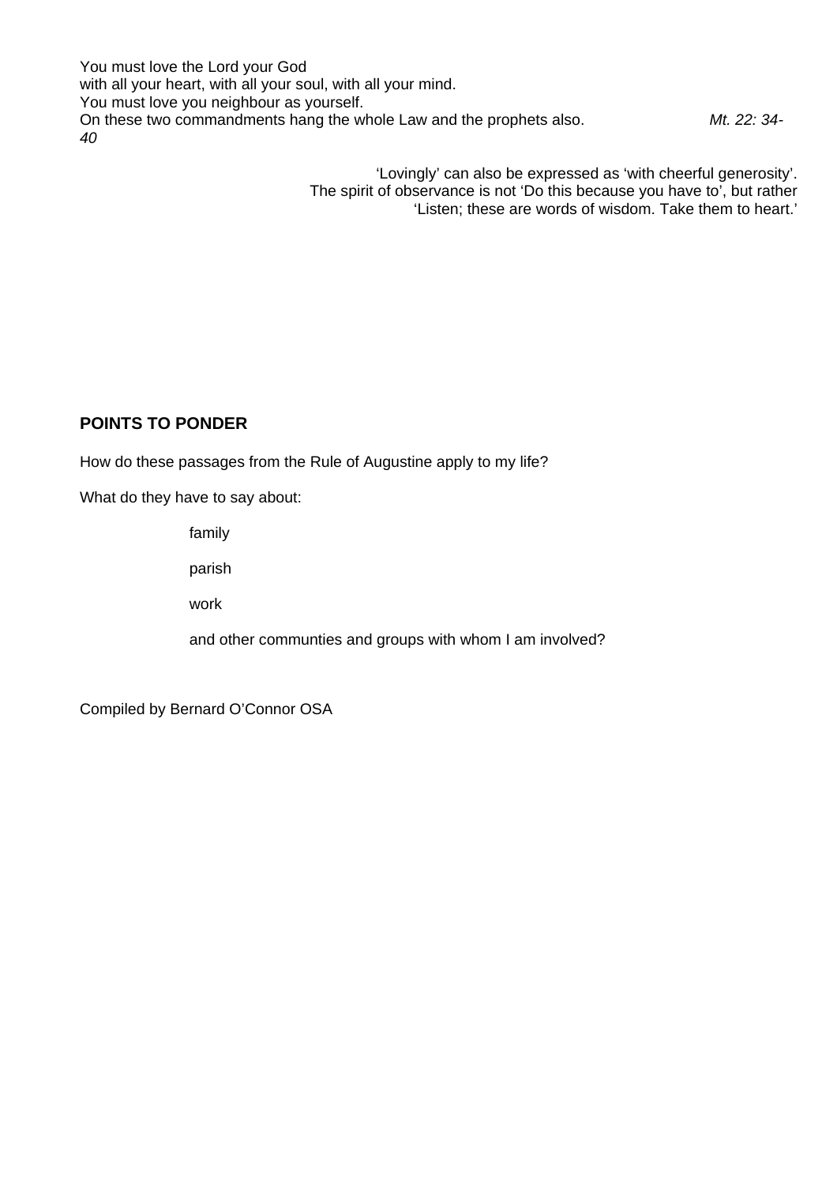You must love the Lord your God
with all your heart, with all your soul, with all your mind.
You must love you neighbour as yourself.
On these two commandments hang the whole Law and the prophets also. *Mt. 22: 34-40*

'Lovingly' can also be expressed as 'with cheerful generosity'.
The spirit of observance is not 'Do this because you have to', but rather
'Listen; these are words of wisdom. Take them to heart.'

**POINTS TO PONDER**

How do these passages from the Rule of Augustine apply to my life?

What do they have to say about:

family

parish

work

and other communties and groups with whom I am involved?

Compiled by Bernard O'Connor OSA